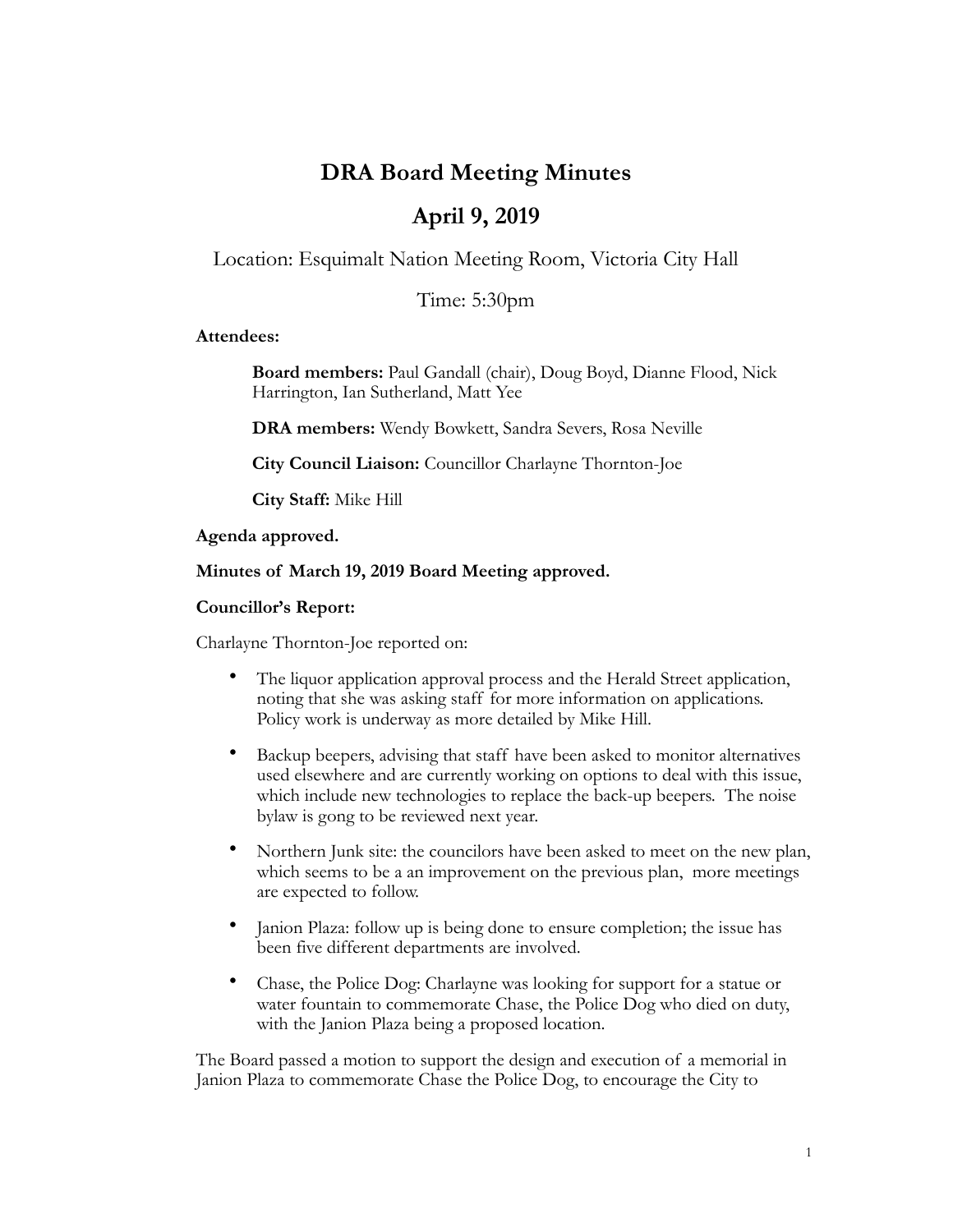# DRA Board Meeting Minutes

## April 9, 2019

Location: Esquimalt Nation Meeting Room, Victoria City Hall

Time: 5:30pm

**Attendees:**

**Board members:** Paul Gandall (chair), Doug Boyd, Dianne Flood, Nick Harrington, Ian Sutherland, Matt Yee

**DRA members:** Wendy Bowkett, Sandra Severs, Rosa Neville

**City Council Liaison:** Councillor Charlayne Thornton-Joe

**City Staff:** Mike Hill

**Agenda approved.**

**Minutes of March 19, 2019 Board Meeting approved.**

**Councillor's Report:**

Charlayne Thornton-Joe reported on:

- The liquor application approval process and the Herald Street application, noting that she was asking staff for more information on applications. Policy work is underway as more detailed by Mike Hill.
- Backup beepers, advising that staff have been asked to monitor alternatives used elsewhere and are currently working on options to deal with this issue, which include new technologies to replace the back-up beepers. The noise bylaw is gong to be reviewed next year.
- Northern Junk site: the councilors have been asked to meet on the new plan, which seems to be a an improvement on the previous plan, more meetings are expected to follow.
- Janion Plaza: follow up is being done to ensure completion; the issue has been five different departments are involved.
- Chase, the Police Dog: Charlayne was looking for support for a statue or water fountain to commemorate Chase, the Police Dog who died on duty, with the Janion Plaza being a proposed location.

The Board passed a motion to support the design and execution of a memorial in Janion Plaza to commemorate Chase the Police Dog, to encourage the City to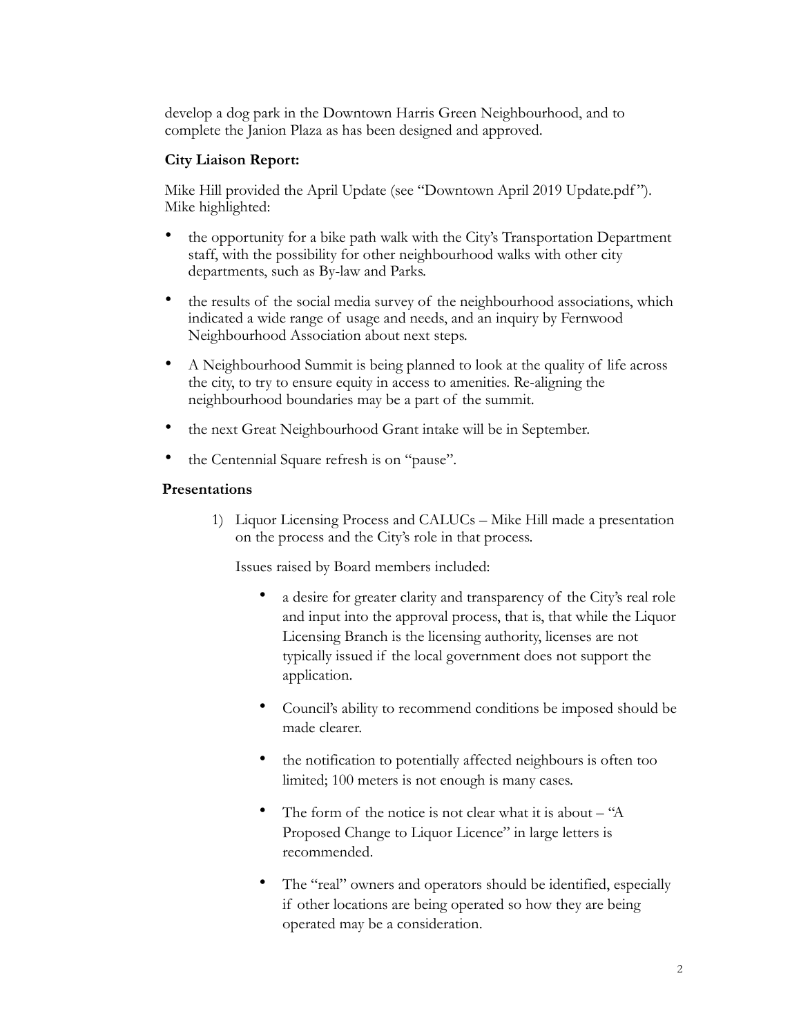develop a dog park in the Downtown Harris Green Neighbourhood, and to complete the Janion Plaza as has been designed and approved.

**City Liaison Report:**

Mike Hill provided the April Update (see "Downtown April 2019 Update.pdf"). Mike highlighted:

- the opportunity for a bike path walk with the City's Transportation Department staff, with the possibility for other neighbourhood walks with other city departments, such as By-law and Parks.
- the results of the social media survey of the neighbourhood associations, which indicated a wide range of usage and needs, and an inquiry by Fernwood Neighbourhood Association about next steps.
- A Neighbourhood Summit is being planned to look at the quality of life across the city, to try to ensure equity in access to amenities. Re-aligning the neighbourhood boundaries may be a part of the summit.
- the next Great Neighbourhood Grant intake will be in September.
- the Centennial Square refresh is on "pause".

**Presentations**

1) Liquor Licensing Process and CALUCs – Mike Hill made a presentation on the process and the City's role in that process.

   Issues raised by Board members included:

   - a desire for greater clarity and transparency of the City's real role and input into the approval process, that is, that while the Liquor Licensing Branch is the licensing authority, licenses are not typically issued if the local government does not support the application.
   - Council's ability to recommend conditions be imposed should be made clearer.
   - the notification to potentially affected neighbours is often too limited; 100 meters is not enough is many cases.
   - The form of the notice is not clear what it is about – "A Proposed Change to Liquor Licence" in large letters is recommended.
   - The "real" owners and operators should be identified, especially if other locations are being operated so how they are being operated may be a consideration.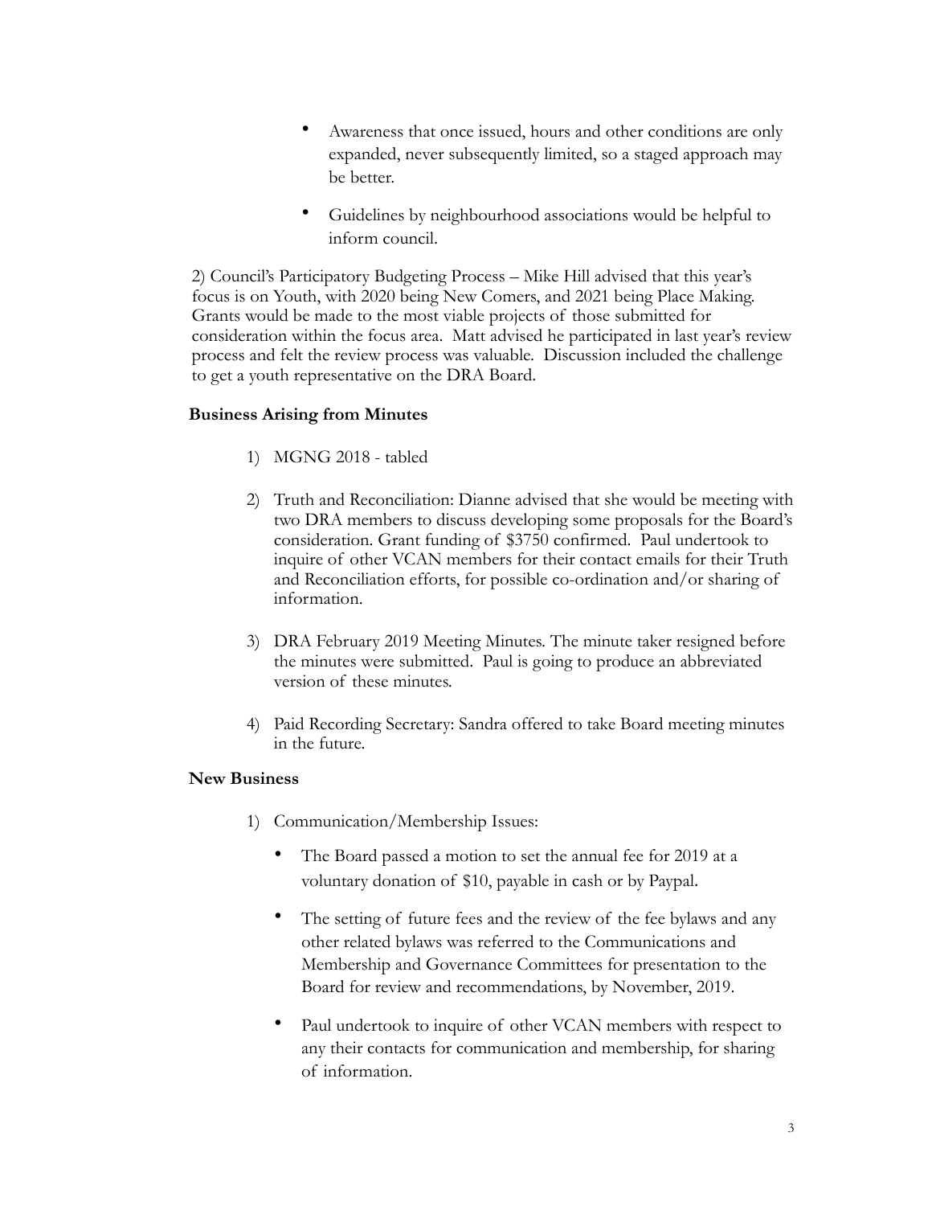- Awareness that once issued, hours and other conditions are only expanded, never subsequently limited, so a staged approach may be better.

- Guidelines by neighbourhood associations would be helpful to inform council.

2) Council's Participatory Budgeting Process – Mike Hill advised that this year's focus is on Youth, with 2020 being New Comers, and 2021 being Place Making. Grants would be made to the most viable projects of those submitted for consideration within the focus area. Matt advised he participated in last year's review process and felt the review process was valuable. Discussion included the challenge to get a youth representative on the DRA Board.

**Business Arising from Minutes**

1) MGNG 2018 - tabled

2) Truth and Reconciliation: Dianne advised that she would be meeting with two DRA members to discuss developing some proposals for the Board's consideration. Grant funding of $3750 confirmed. Paul undertook to inquire of other VCAN members for their contact emails for their Truth and Reconciliation efforts, for possible co-ordination and/or sharing of information.

3) DRA February 2019 Meeting Minutes. The minute taker resigned before the minutes were submitted. Paul is going to produce an abbreviated version of these minutes.

4) Paid Recording Secretary: Sandra offered to take Board meeting minutes in the future.

**New Business**

1) Communication/Membership Issues:

   - The Board passed a motion to set the annual fee for 2019 at a voluntary donation of $10, payable in cash or by Paypal.

   - The setting of future fees and the review of the fee bylaws and any other related bylaws was referred to the Communications and Membership and Governance Committees for presentation to the Board for review and recommendations, by November, 2019.

   - Paul undertook to inquire of other VCAN members with respect to any their contacts for communication and membership, for sharing of information.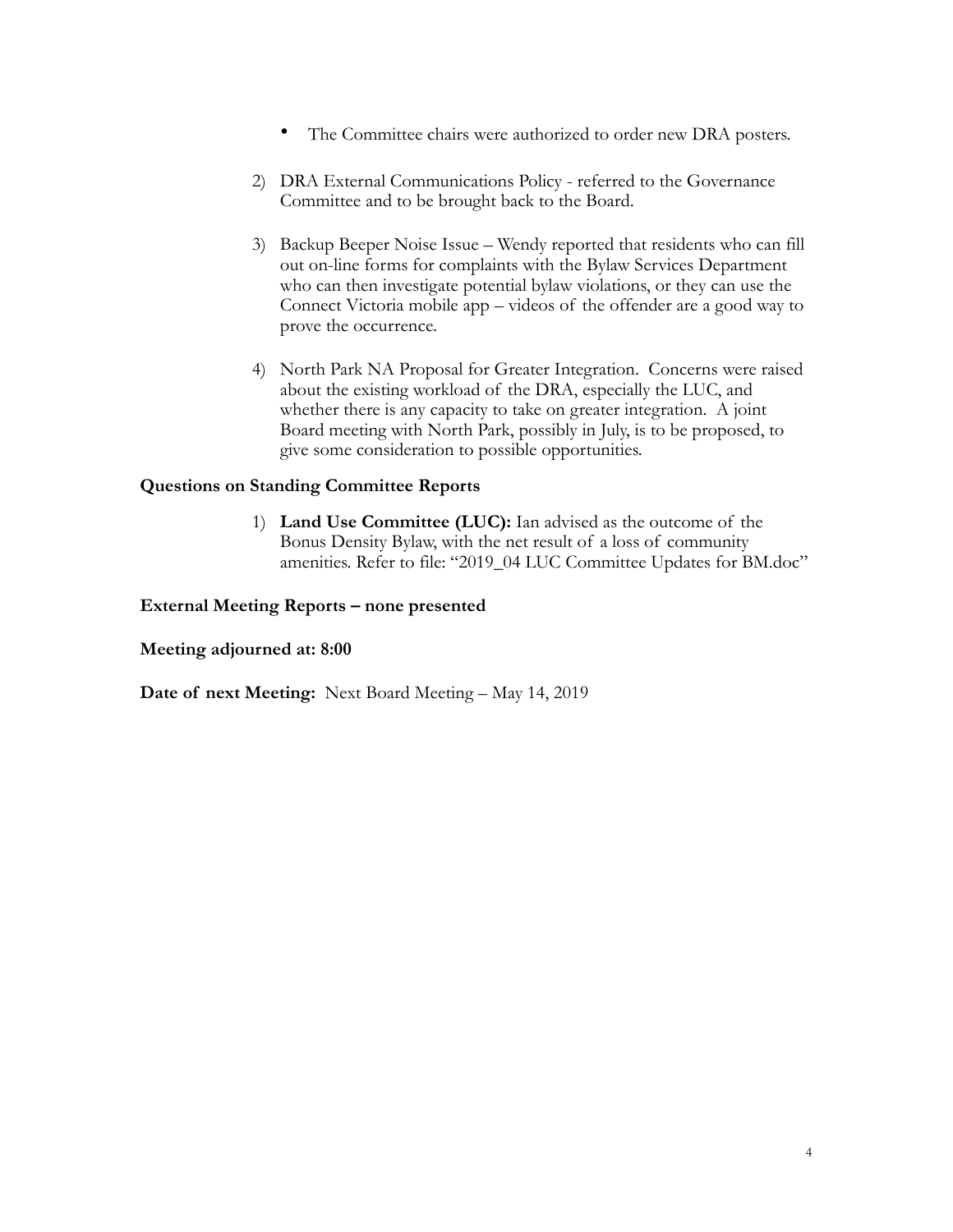- The Committee chairs were authorized to order new DRA posters.

2) DRA External Communications Policy - referred to the Governance Committee and to be brought back to the Board.

3) Backup Beeper Noise Issue – Wendy reported that residents who can fill out on-line forms for complaints with the Bylaw Services Department who can then investigate potential bylaw violations, or they can use the Connect Victoria mobile app – videos of the offender are a good way to prove the occurrence.

4) North Park NA Proposal for Greater Integration. Concerns were raised about the existing workload of the DRA, especially the LUC, and whether there is any capacity to take on greater integration. A joint Board meeting with North Park, possibly in July, is to be proposed, to give some consideration to possible opportunities.

**Questions on Standing Committee Reports**

1) **Land Use Committee (LUC):** Ian advised as the outcome of the Bonus Density Bylaw, with the net result of a loss of community amenities. Refer to file: "2019_04 LUC Committee Updates for BM.doc"

**External Meeting Reports – none presented**

**Meeting adjourned at: 8:00**

**Date of next Meeting:** Next Board Meeting – May 14, 2019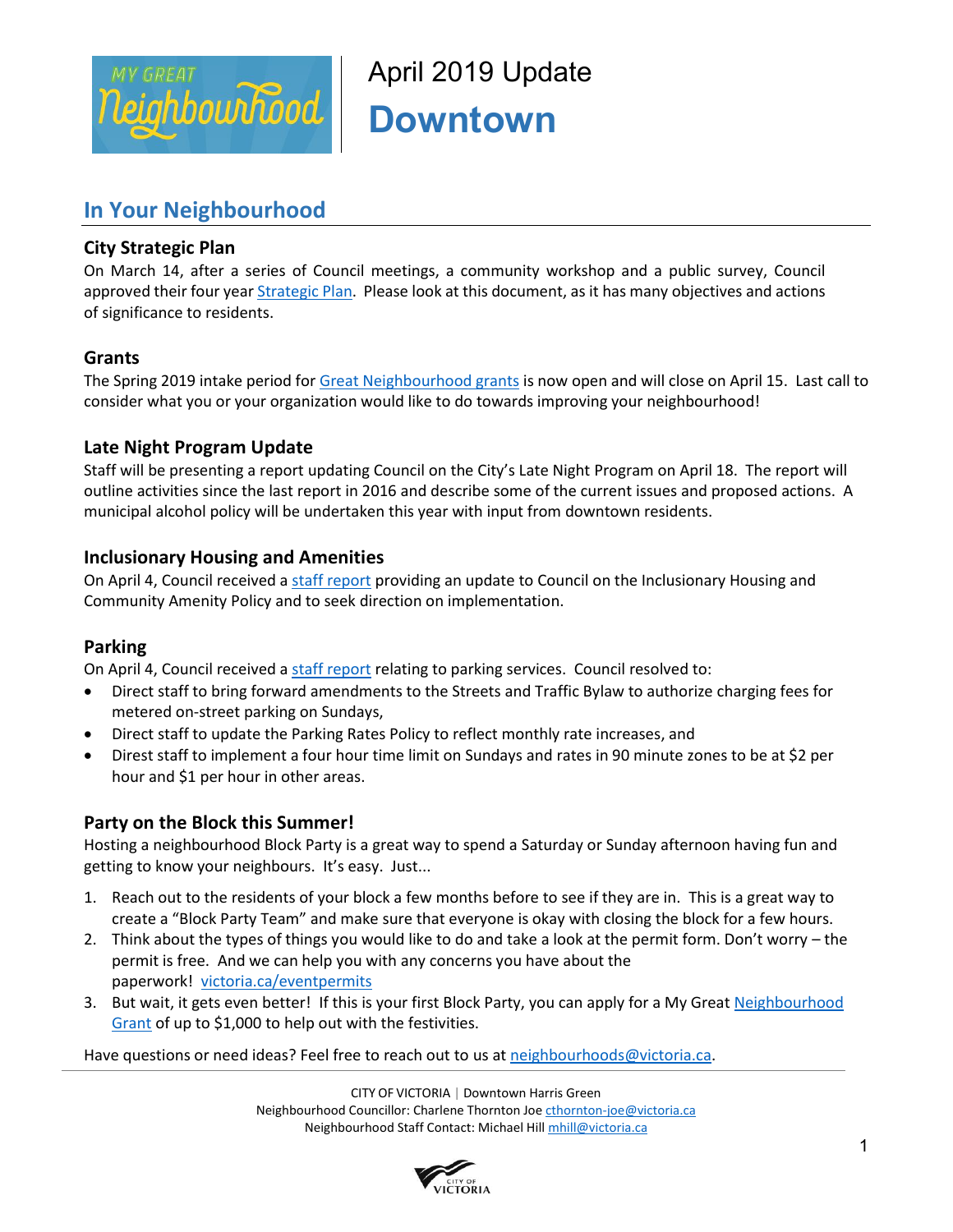# April 2019 Update

# Downtown

## In Your Neighbourhood

### City Strategic Plan

On March 14, after a series of Council meetings, a community workshop and a public survey, Council approved their four year Strategic Plan. Please look at this document, as it has many objectives and actions of significance to residents.

### Grants

The Spring 2019 intake period for Great Neighbourhood grants is now open and will close on April 15. Last call to consider what you or your organization would like to do towards improving your neighbourhood!

### Late Night Program Update

Staff will be presenting a report updating Council on the City's Late Night Program on April 18. The report will outline activities since the last report in 2016 and describe some of the current issues and proposed actions. A municipal alcohol policy will be undertaken this year with input from downtown residents.

### Inclusionary Housing and Amenities

On April 4, Council received a staff report providing an update to Council on the Inclusionary Housing and Community Amenity Policy and to seek direction on implementation.

### Parking

On April 4, Council received a staff report relating to parking services. Council resolved to:

- Direct staff to bring forward amendments to the Streets and Traffic Bylaw to authorize charging fees for metered on-street parking on Sundays,
- Direct staff to update the Parking Rates Policy to reflect monthly rate increases, and
- Direst staff to implement a four hour time limit on Sundays and rates in 90 minute zones to be at $2 per hour and $1 per hour in other areas.

### Party on the Block this Summer!

Hosting a neighbourhood Block Party is a great way to spend a Saturday or Sunday afternoon having fun and getting to know your neighbours. It's easy. Just...

1. Reach out to the residents of your block a few months before to see if they are in. This is a great way to create a "Block Party Team" and make sure that everyone is okay with closing the block for a few hours.
2. Think about the types of things you would like to do and take a look at the permit form. Don't worry – the permit is free. And we can help you with any concerns you have about the paperwork! victoria.ca/eventpermits
3. But wait, it gets even better! If this is your first Block Party, you can apply for a My Great Neighbourhood Grant of up to $1,000 to help out with the festivities.

Have questions or need ideas? Feel free to reach out to us at neighbourhoods@victoria.ca.

CITY OF VICTORIA | Downtown Harris Green
Neighbourhood Councillor: Charlene Thornton Joe cthornton-joe@victoria.ca
Neighbourhood Staff Contact: Michael Hill mhill@victoria.ca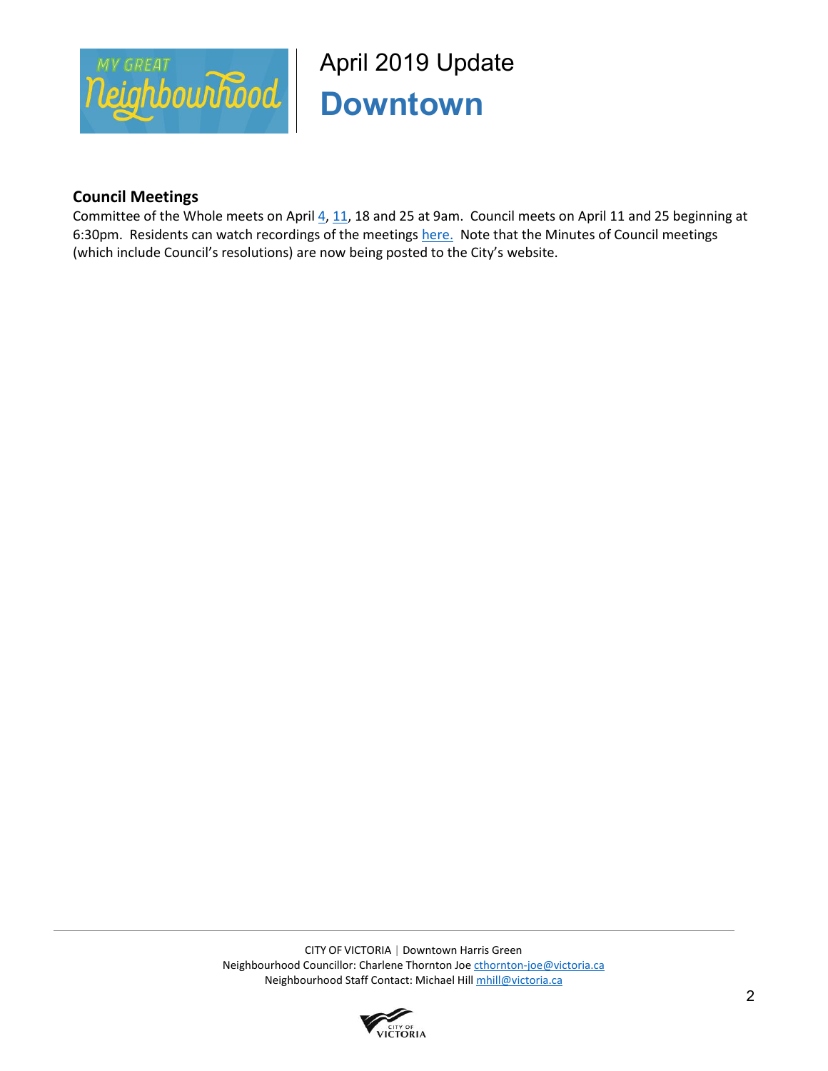April 2019 Update

# Downtown

## Council Meetings

Committee of the Whole meets on April 4, 11, 18 and 25 at 9am. Council meets on April 11 and 25 beginning at 6:30pm. Residents can watch recordings of the meetings here. Note that the Minutes of Council meetings (which include Council's resolutions) are now being posted to the City's website.

CITY OF VICTORIA | Downtown Harris Green
Neighbourhood Councillor: Charlene Thornton Joe cthornton-joe@victoria.ca
Neighbourhood Staff Contact: Michael Hill mhill@victoria.ca